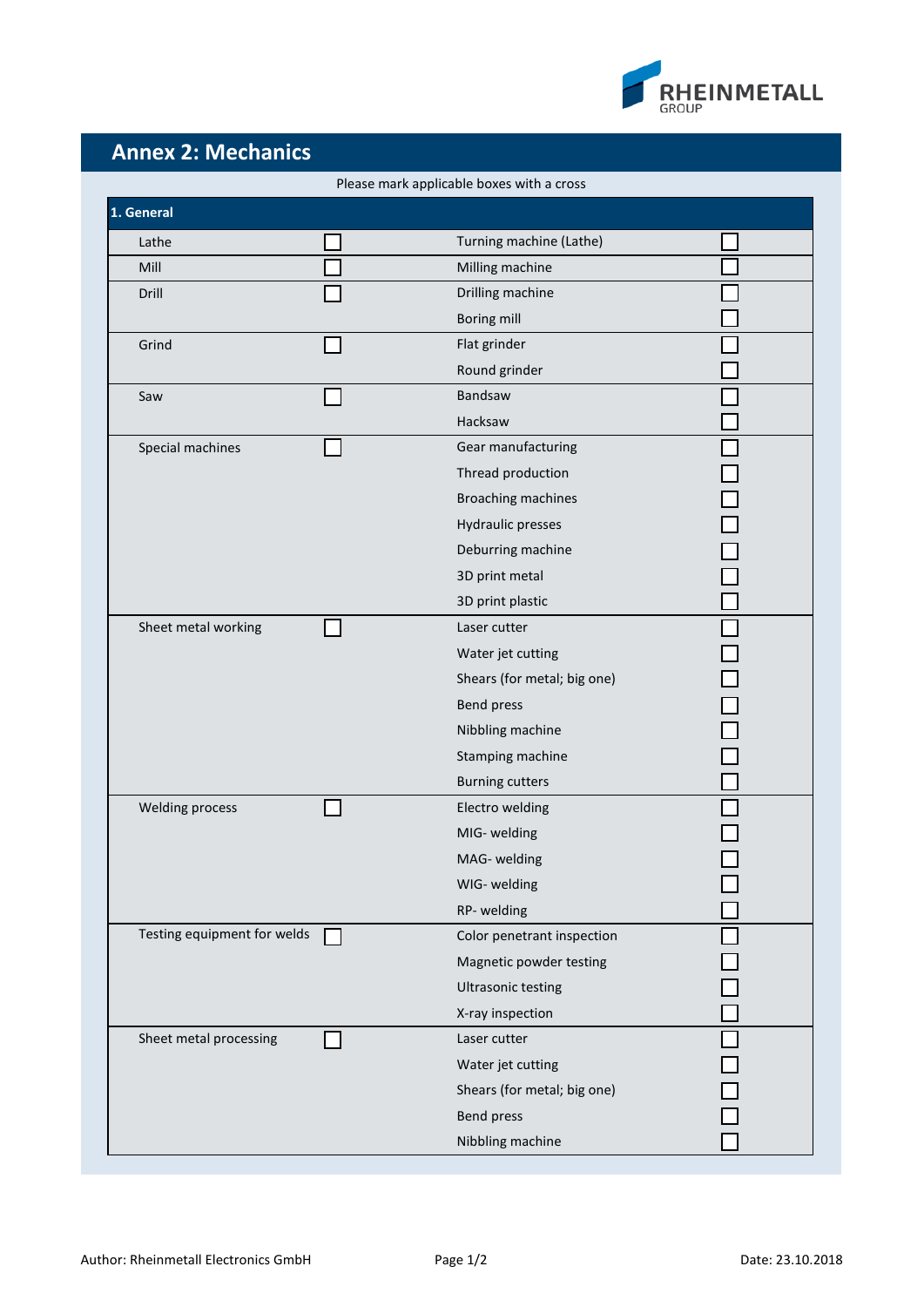# Annex 2: Mechanics

Please mark applicable boxes with a cross

| 1. General | | | |
|---|---|---|---|
| Lathe | ☐ | Turning machine (Lathe) | ☐ |
| Mill | ☐ | Milling machine | ☐ |
| Drill | ☐ | Drilling machine | ☐ |
| | | Boring mill | ☐ |
| Grind | ☐ | Flat grinder | ☐ |
| | | Round grinder | ☐ |
| Saw | ☐ | Bandsaw | ☐ |
| | | Hacksaw | ☐ |
| Special machines | ☐ | Gear manufacturing | ☐ |
| | | Thread production | ☐ |
| | | Broaching machines | ☐ |
| | | Hydraulic presses | ☐ |
| | | Deburring machine | ☐ |
| | | 3D print metal | ☐ |
| | | 3D print plastic | ☐ |
| Sheet metal working | ☐ | Laser cutter | ☐ |
| | | Water jet cutting | ☐ |
| | | Shears (for metal; big one) | ☐ |
| | | Bend press | ☐ |
| | | Nibbling machine | ☐ |
| | | Stamping machine | ☐ |
| | | Burning cutters | ☐ |
| Welding process | ☐ | Electro welding | ☐ |
| | | MIG- welding | ☐ |
| | | MAG- welding | ☐ |
| | | WIG- welding | ☐ |
| | | RP- welding | ☐ |
| Testing equipment for welds | ☐ | Color penetrant inspection | ☐ |
| | | Magnetic powder testing | ☐ |
| | | Ultrasonic testing | ☐ |
| | | X-ray inspection | ☐ |
| Sheet metal processing | ☐ | Laser cutter | ☐ |
| | | Water jet cutting | ☐ |
| | | Shears (for metal; big one) | ☐ |
| | | Bend press | ☐ |
| | | Nibbling machine | ☐ |

Author: Rheinmetall Electronics GmbH

Date: 23.10.2018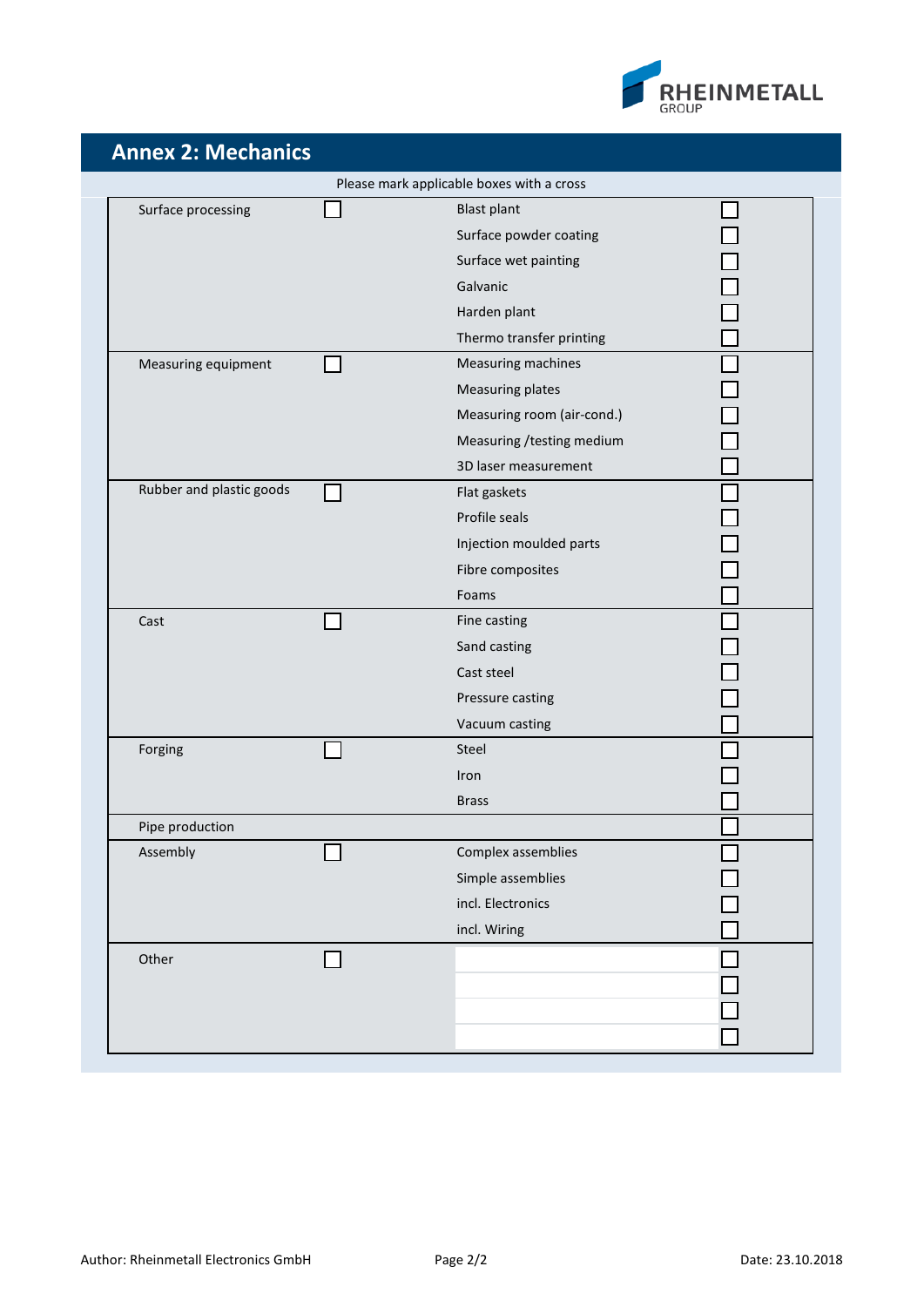## Annex 2: Mechanics

Please mark applicable boxes with a cross

| | | | |
|---|---|---|---|
| Surface processing | ☐ | Blast plant | ☐ |
| | | Surface powder coating | ☐ |
| | | Surface wet painting | ☐ |
| | | Galvanic | ☐ |
| | | Harden plant | ☐ |
| | | Thermo transfer printing | ☐ |
| Measuring equipment | ☐ | Measuring machines | ☐ |
| | | Measuring plates | ☐ |
| | | Measuring room (air-cond.) | ☐ |
| | | Measuring /testing medium | ☐ |
| | | 3D laser measurement | ☐ |
| Rubber and plastic goods | ☐ | Flat gaskets | ☐ |
| | | Profile seals | ☐ |
| | | Injection moulded parts | ☐ |
| | | Fibre composites | ☐ |
| | | Foams | ☐ |
| Cast | ☐ | Fine casting | ☐ |
| | | Sand casting | ☐ |
| | | Cast steel | ☐ |
| | | Pressure casting | ☐ |
| | | Vacuum casting | ☐ |
| Forging | ☐ | Steel | ☐ |
| | | Iron | ☐ |
| | | Brass | ☐ |
| Pipe production | | | ☐ |
| Assembly | ☐ | Complex assemblies | ☐ |
| | | Simple assemblies | ☐ |
| | | incl. Electronics | ☐ |
| | | incl. Wiring | ☐ |
| Other | ☐ | | ☐ |
| | | | ☐ |
| | | | ☐ |
| | | | ☐ |

Author: Rheinmetall Electronics GmbH

Date: 23.10.2018